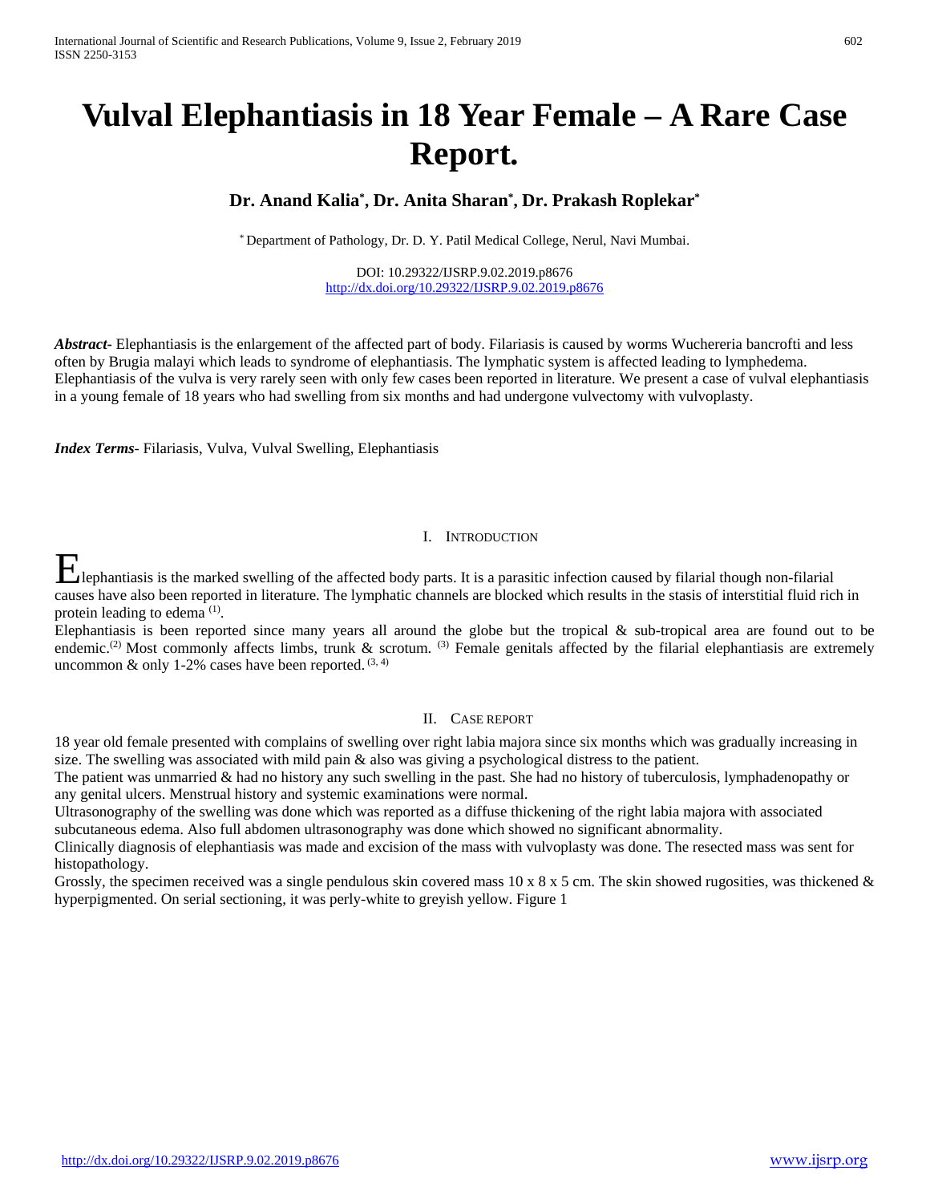# Vulval Elephantiasis in 18 Year Female – A Rare Case Report.

**Dr. Anand Kalia*, Dr. Anita Sharan*, Dr. Prakash Roplekar***

* Department of Pathology, Dr. D. Y. Patil Medical College, Nerul, Navi Mumbai.

DOI: 10.29322/IJSRP.9.02.2019.p8676
http://dx.doi.org/10.29322/IJSRP.9.02.2019.p8676

***Abstract-*** Elephantiasis is the enlargement of the affected part of body. Filariasis is caused by worms Wuchereria bancrofti and less often by Brugia malayi which leads to syndrome of elephantiasis. The lymphatic system is affected leading to lymphedema. Elephantiasis of the vulva is very rarely seen with only few cases been reported in literature. We present a case of vulval elephantiasis in a young female of 18 years who had swelling from six months and had undergone vulvectomy with vulvoplasty.

***Index Terms-*** Filariasis, Vulva, Vulval Swelling, Elephantiasis

## I. Introduction

Elephantiasis is the marked swelling of the affected body parts. It is a parasitic infection caused by filarial though non-filarial causes have also been reported in literature. The lymphatic channels are blocked which results in the stasis of interstitial fluid rich in protein leading to edema [(1)].

Elephantiasis is been reported since many years all around the globe but the tropical & sub-tropical area are found out to be endemic.[(2)] Most commonly affects limbs, trunk & scrotum. [(3)] Female genitals affected by the filarial elephantiasis are extremely uncommon & only 1-2% cases have been reported. [(3, 4)]

## II. Case Report

18 year old female presented with complains of swelling over right labia majora since six months which was gradually increasing in size. The swelling was associated with mild pain & also was giving a psychological distress to the patient.

The patient was unmarried & had no history any such swelling in the past. She had no history of tuberculosis, lymphadenopathy or any genital ulcers. Menstrual history and systemic examinations were normal.

Ultrasonography of the swelling was done which was reported as a diffuse thickening of the right labia majora with associated subcutaneous edema. Also full abdomen ultrasonography was done which showed no significant abnormality.

Clinically diagnosis of elephantiasis was made and excision of the mass with vulvoplasty was done. The resected mass was sent for histopathology.

Grossly, the specimen received was a single pendulous skin covered mass 10 x 8 x 5 cm. The skin showed rugosities, was thickened & hyperpigmented. On serial sectioning, it was perly-white to greyish yellow. Figure 1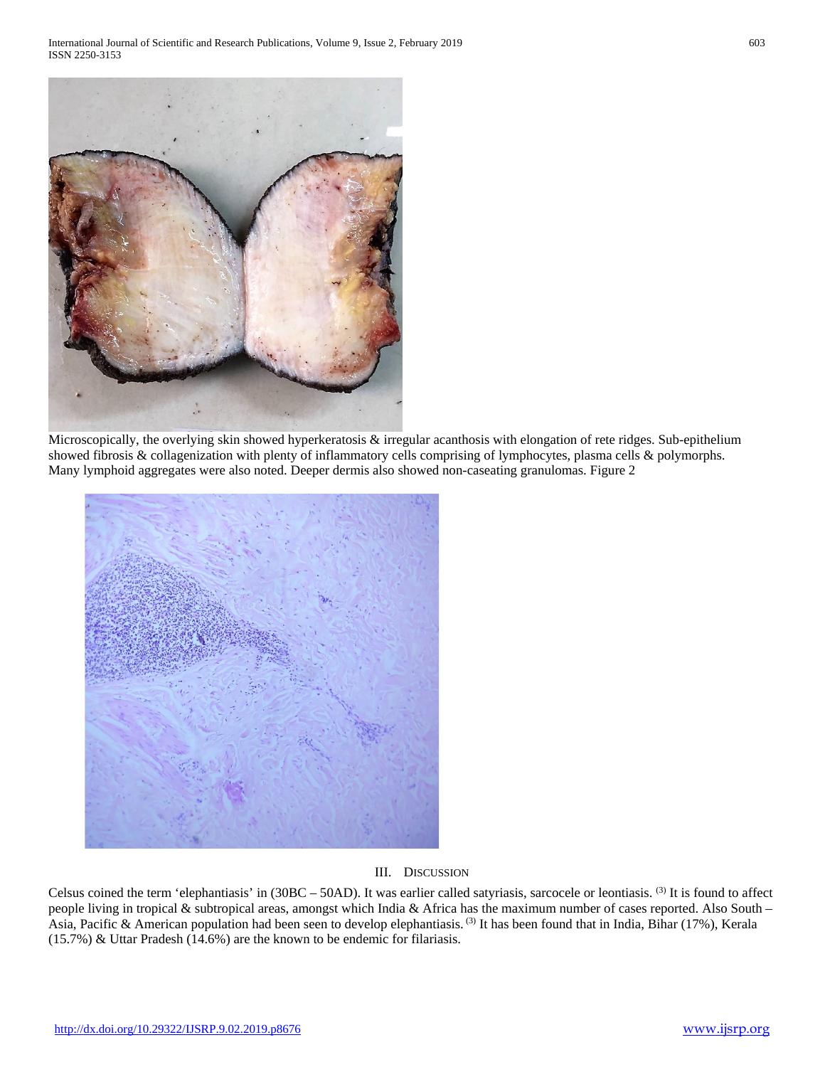Microscopically, the overlying skin showed hyperkeratosis & irregular acanthosis with elongation of rete ridges. Sub-epithelium showed fibrosis & collagenization with plenty of inflammatory cells comprising of lymphocytes, plasma cells & polymorphs. Many lymphoid aggregates were also noted. Deeper dermis also showed non-caseating granulomas. Figure 2

## III. Discussion

Celsus coined the term 'elephantiasis' in (30BC – 50AD). It was earlier called satyriasis, sarcocele or leontiasis. [3] It is found to affect people living in tropical & subtropical areas, amongst which India & Africa has the maximum number of cases reported. Also South – Asia, Pacific & American population had been seen to develop elephantiasis. [3] It has been found that in India, Bihar (17%), Kerala (15.7%) & Uttar Pradesh (14.6%) are the known to be endemic for filariasis.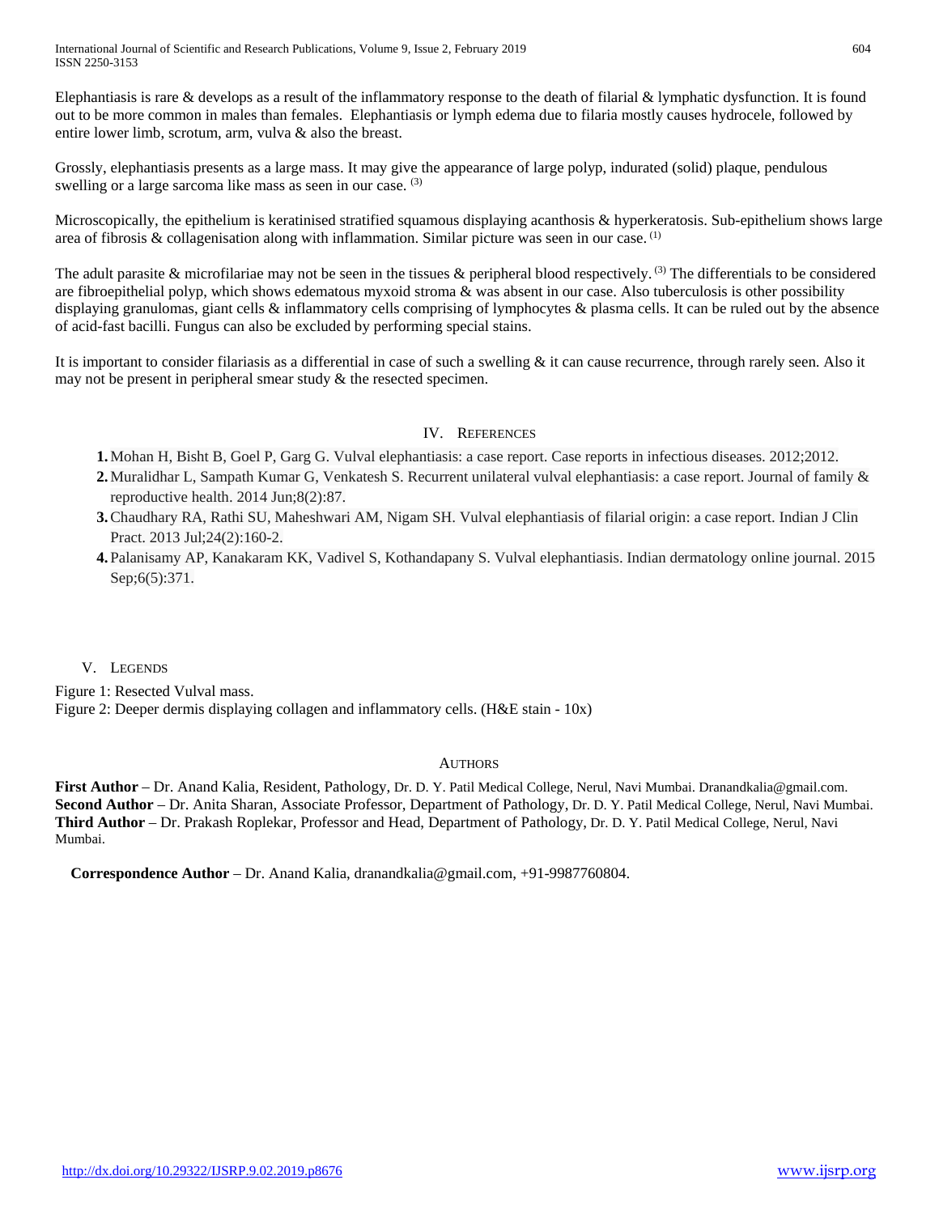Elephantiasis is rare & develops as a result of the inflammatory response to the death of filarial & lymphatic dysfunction. It is found out to be more common in males than females. Elephantiasis or lymph edema due to filaria mostly causes hydrocele, followed by entire lower limb, scrotum, arm, vulva & also the breast.

Grossly, elephantiasis presents as a large mass. It may give the appearance of large polyp, indurated (solid) plaque, pendulous swelling or a large sarcoma like mass as seen in our case. [3]

Microscopically, the epithelium is keratinised stratified squamous displaying acanthosis & hyperkeratosis. Sub-epithelium shows large area of fibrosis & collagenisation along with inflammation. Similar picture was seen in our case. [1]

The adult parasite & microfilariae may not be seen in the tissues & peripheral blood respectively. [3] The differentials to be considered are fibroepithelial polyp, which shows edematous myxoid stroma & was absent in our case. Also tuberculosis is other possibility displaying granulomas, giant cells & inflammatory cells comprising of lymphocytes & plasma cells. It can be ruled out by the absence of acid-fast bacilli. Fungus can also be excluded by performing special stains.

It is important to consider filariasis as a differential in case of such a swelling & it can cause recurrence, through rarely seen. Also it may not be present in peripheral smear study & the resected specimen.

## IV. References

1. Mohan H, Bisht B, Goel P, Garg G. Vulval elephantiasis: a case report. Case reports in infectious diseases. 2012;2012.
2. Muralidhar L, Sampath Kumar G, Venkatesh S. Recurrent unilateral vulval elephantiasis: a case report. Journal of family & reproductive health. 2014 Jun;8(2):87.
3. Chaudhary RA, Rathi SU, Maheshwari AM, Nigam SH. Vulval elephantiasis of filarial origin: a case report. Indian J Clin Pract. 2013 Jul;24(2):160-2.
4. Palanisamy AP, Kanakaram KK, Vadivel S, Kothandapany S. Vulval elephantiasis. Indian dermatology online journal. 2015 Sep;6(5):371.

## V. Legends

Figure 1: Resected Vulval mass.

Figure 2: Deeper dermis displaying collagen and inflammatory cells. (H&E stain - 10x)

## Authors

**First Author** – Dr. Anand Kalia, Resident, Pathology, Dr. D. Y. Patil Medical College, Nerul, Navi Mumbai. Dranandkalia@gmail.com.
**Second Author** – Dr. Anita Sharan, Associate Professor, Department of Pathology, Dr. D. Y. Patil Medical College, Nerul, Navi Mumbai.
**Third Author** – Dr. Prakash Roplekar, Professor and Head, Department of Pathology, Dr. D. Y. Patil Medical College, Nerul, Navi Mumbai.

**Correspondence Author** – Dr. Anand Kalia, dranandkalia@gmail.com, +91-9987760804.